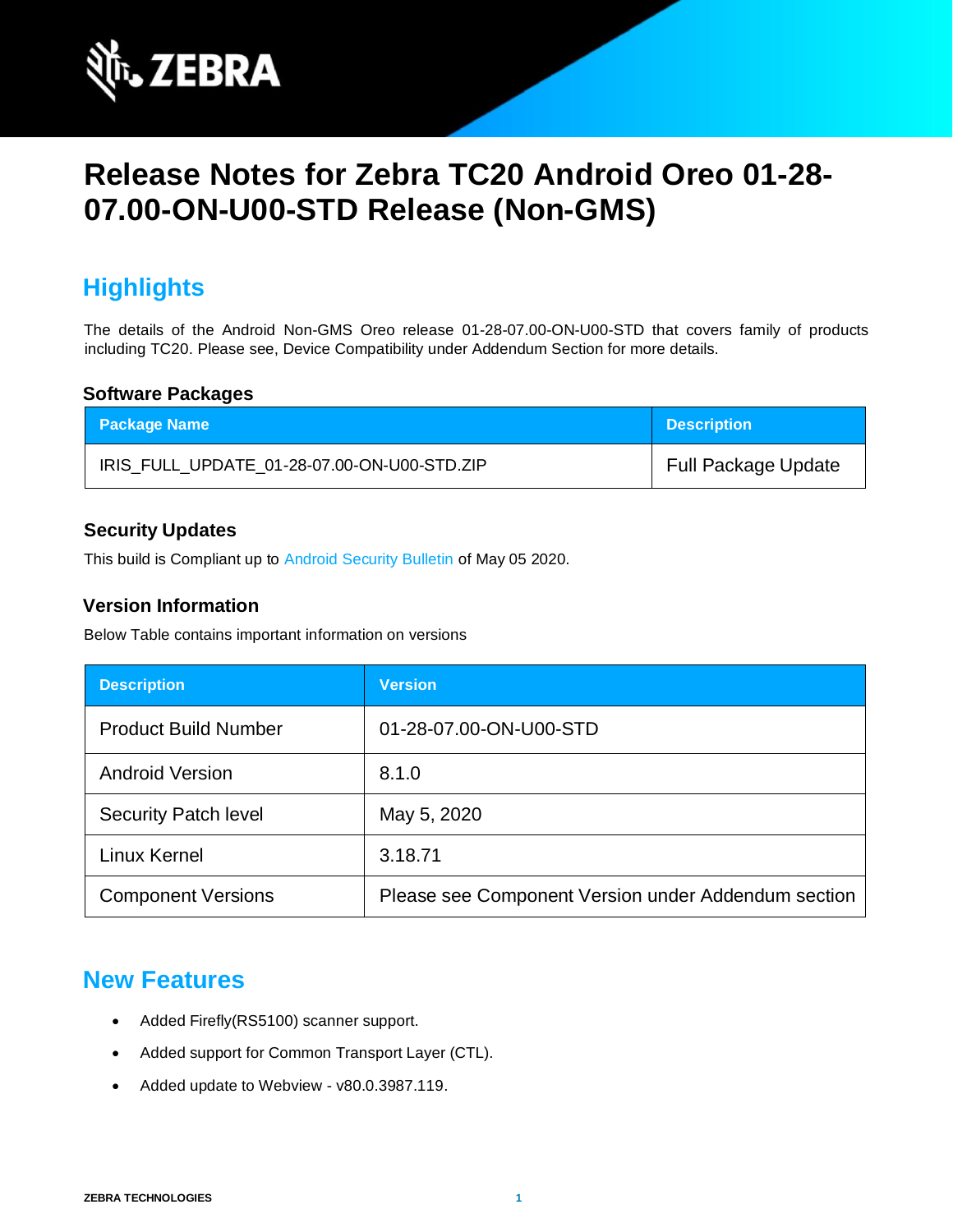# Release Notes for Zebra TC20 Android Oreo 01-28-07.00-ON-U00-STD Release (Non-GMS)

## Highlights

The details of the Android Non-GMS Oreo release 01-28-07.00-ON-U00-STD that covers family of products including TC20. Please see, Device Compatibility under Addendum Section for more details.

### Software Packages

| Package Name | Description |
| --- | --- |
| IRIS_FULL_UPDATE_01-28-07.00-ON-U00-STD.ZIP | Full Package Update |

### Security Updates

This build is Compliant up to Android Security Bulletin of May 05 2020.

### Version Information

Below Table contains important information on versions

| Description | Version |
| --- | --- |
| Product Build Number | 01-28-07.00-ON-U00-STD |
| Android Version | 8.1.0 |
| Security Patch level | May 5, 2020 |
| Linux Kernel | 3.18.71 |
| Component Versions | Please see Component Version under Addendum section |

## New Features

- Added Firefly(RS5100) scanner support.
- Added support for Common Transport Layer (CTL).
- Added update to Webview - v80.0.3987.119.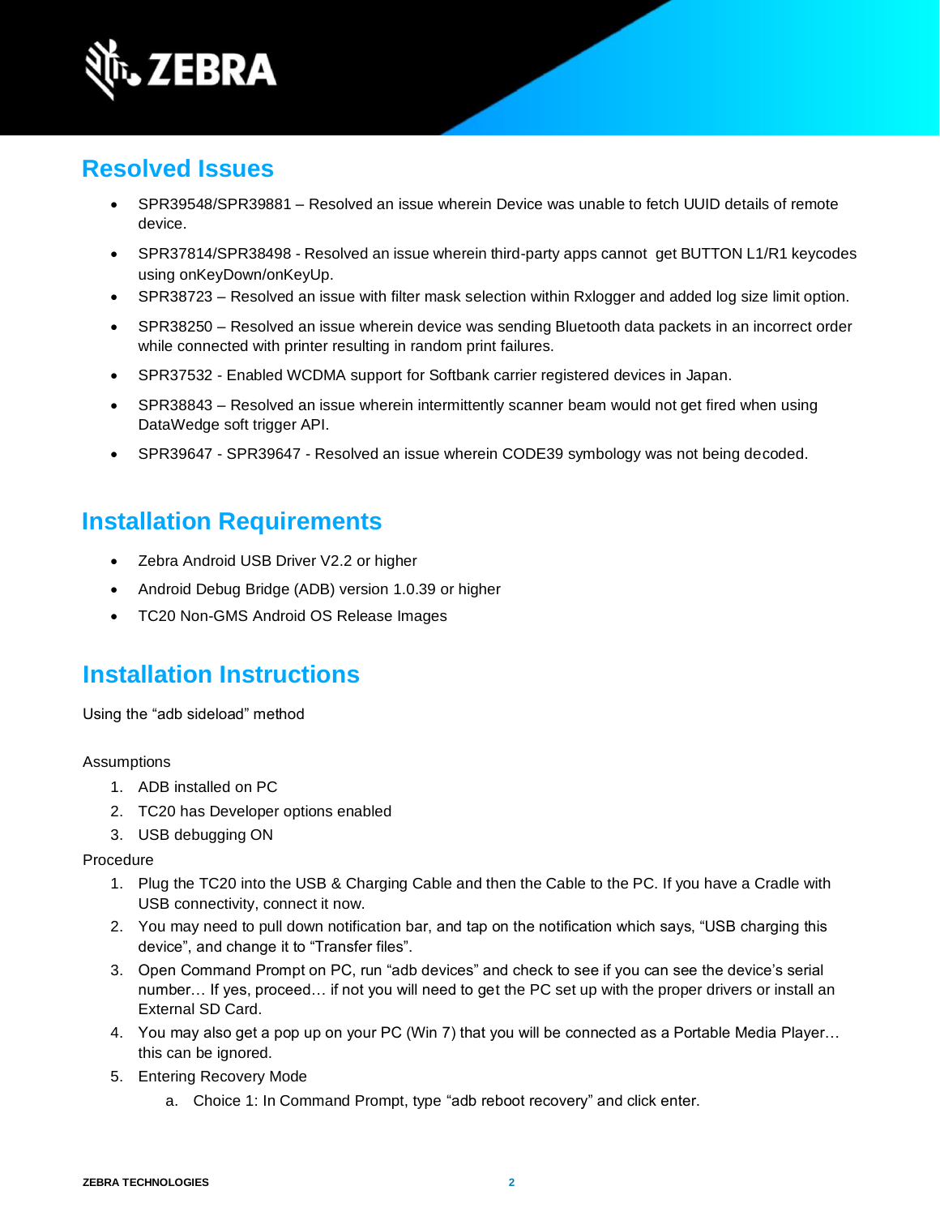## Resolved Issues

- SPR39548/SPR39881 – Resolved an issue wherein Device was unable to fetch UUID details of remote device.
- SPR37814/SPR38498 - Resolved an issue wherein third-party apps cannot get BUTTON L1/R1 keycodes using onKeyDown/onKeyUp.
- SPR38723 – Resolved an issue with filter mask selection within Rxlogger and added log size limit option.
- SPR38250 – Resolved an issue wherein device was sending Bluetooth data packets in an incorrect order while connected with printer resulting in random print failures.
- SPR37532 - Enabled WCDMA support for Softbank carrier registered devices in Japan.
- SPR38843 – Resolved an issue wherein intermittently scanner beam would not get fired when using DataWedge soft trigger API.
- SPR39647 - SPR39647 - Resolved an issue wherein CODE39 symbology was not being decoded.

## Installation Requirements

- Zebra Android USB Driver V2.2 or higher
- Android Debug Bridge (ADB) version 1.0.39 or higher
- TC20 Non-GMS Android OS Release Images

## Installation Instructions

Using the “adb sideload” method

Assumptions

1. ADB installed on PC
2. TC20 has Developer options enabled
3. USB debugging ON

Procedure

1. Plug the TC20 into the USB & Charging Cable and then the Cable to the PC. If you have a Cradle with USB connectivity, connect it now.
2. You may need to pull down notification bar, and tap on the notification which says, “USB charging this device”, and change it to “Transfer files”.
3. Open Command Prompt on PC, run “adb devices” and check to see if you can see the device’s serial number… If yes, proceed… if not you will need to get the PC set up with the proper drivers or install an External SD Card.
4. You may also get a pop up on your PC (Win 7) that you will be connected as a Portable Media Player… this can be ignored.
5. Entering Recovery Mode
   a. Choice 1: In Command Prompt, type “adb reboot recovery” and click enter.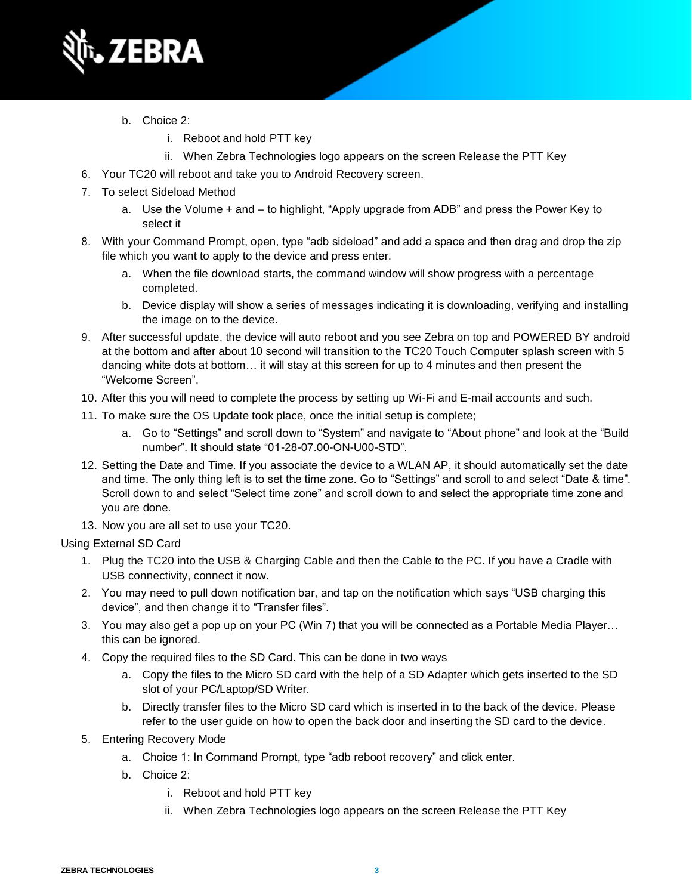b. Choice 2:
      i. Reboot and hold PTT key
      ii. When Zebra Technologies logo appears on the screen Release the PTT Key

6. Your TC20 will reboot and take you to Android Recovery screen.
7. To select Sideload Method
   a. Use the Volume + and – to highlight, “Apply upgrade from ADB” and press the Power Key to select it
8. With your Command Prompt, open, type “adb sideload” and add a space and then drag and drop the zip file which you want to apply to the device and press enter.
   a. When the file download starts, the command window will show progress with a percentage completed.
   b. Device display will show a series of messages indicating it is downloading, verifying and installing the image on to the device.
9. After successful update, the device will auto reboot and you see Zebra on top and POWERED BY android at the bottom and after about 10 second will transition to the TC20 Touch Computer splash screen with 5 dancing white dots at bottom… it will stay at this screen for up to 4 minutes and then present the “Welcome Screen”.
10. After this you will need to complete the process by setting up Wi-Fi and E-mail accounts and such.
11. To make sure the OS Update took place, once the initial setup is complete;
    a. Go to “Settings” and scroll down to “System” and navigate to “About phone” and look at the “Build number”. It should state “01-28-07.00-ON-U00-STD”.
12. Setting the Date and Time. If you associate the device to a WLAN AP, it should automatically set the date and time. The only thing left is to set the time zone. Go to “Settings” and scroll to and select “Date & time”. Scroll down to and select “Select time zone” and scroll down to and select the appropriate time zone and you are done.
13. Now you are all set to use your TC20.

Using External SD Card

1. Plug the TC20 into the USB & Charging Cable and then the Cable to the PC. If you have a Cradle with USB connectivity, connect it now.
2. You may need to pull down notification bar, and tap on the notification which says “USB charging this device”, and then change it to “Transfer files”.
3. You may also get a pop up on your PC (Win 7) that you will be connected as a Portable Media Player… this can be ignored.
4. Copy the required files to the SD Card. This can be done in two ways
   a. Copy the files to the Micro SD card with the help of a SD Adapter which gets inserted to the SD slot of your PC/Laptop/SD Writer.
   b. Directly transfer files to the Micro SD card which is inserted in to the back of the device. Please refer to the user guide on how to open the back door and inserting the SD card to the device.
5. Entering Recovery Mode
   a. Choice 1: In Command Prompt, type “adb reboot recovery” and click enter.
   b. Choice 2:
      i. Reboot and hold PTT key
      ii. When Zebra Technologies logo appears on the screen Release the PTT Key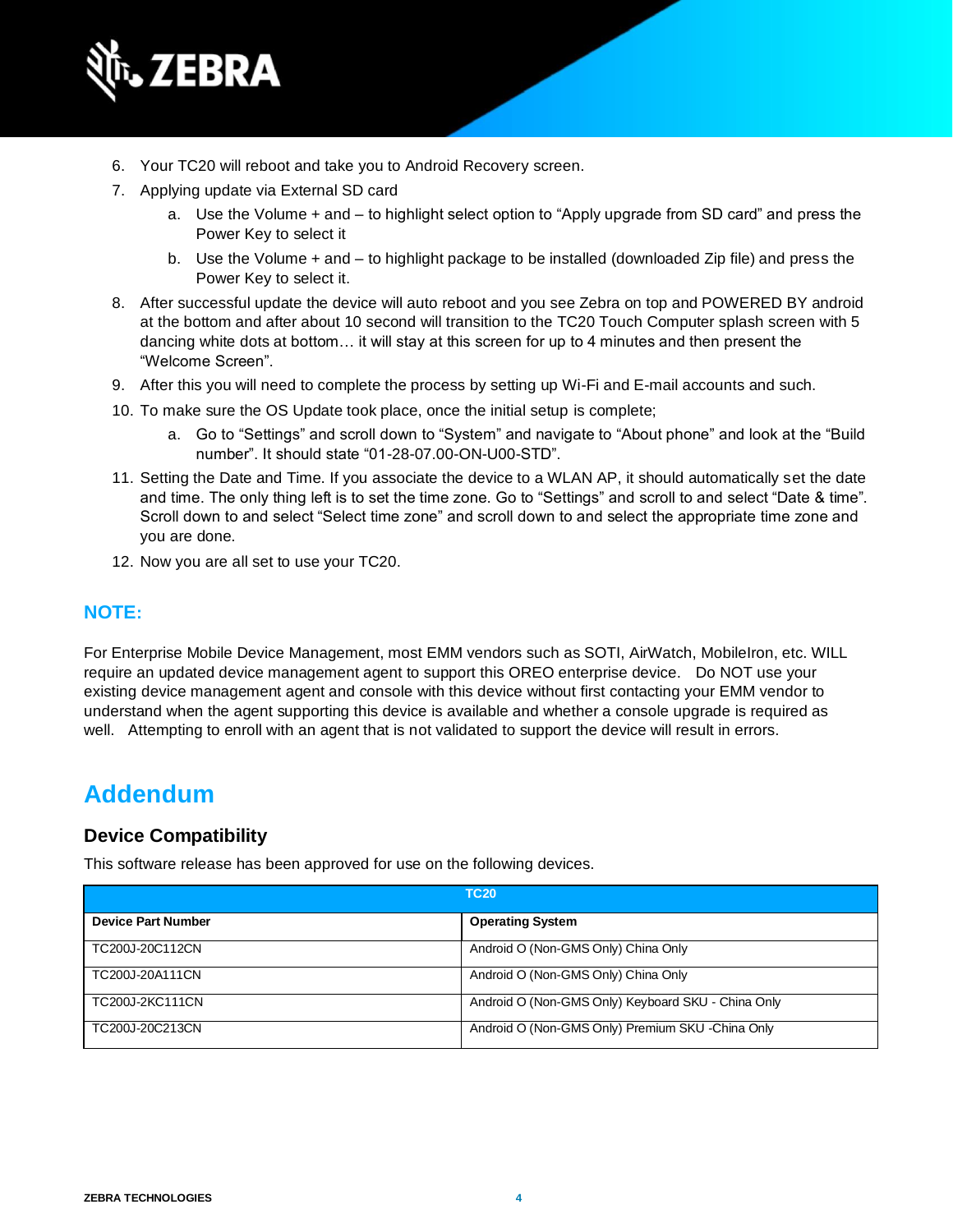6. Your TC20 will reboot and take you to Android Recovery screen.
7. Applying update via External SD card
    a. Use the Volume + and – to highlight select option to “Apply upgrade from SD card” and press the Power Key to select it
    b. Use the Volume + and – to highlight package to be installed (downloaded Zip file) and press the Power Key to select it.
8. After successful update the device will auto reboot and you see Zebra on top and POWERED BY android at the bottom and after about 10 second will transition to the TC20 Touch Computer splash screen with 5 dancing white dots at bottom… it will stay at this screen for up to 4 minutes and then present the “Welcome Screen”.
9. After this you will need to complete the process by setting up Wi-Fi and E-mail accounts and such.
10. To make sure the OS Update took place, once the initial setup is complete;
    a. Go to “Settings” and scroll down to “System” and navigate to “About phone” and look at the “Build number”. It should state “01-28-07.00-ON-U00-STD”.
11. Setting the Date and Time. If you associate the device to a WLAN AP, it should automatically set the date and time. The only thing left is to set the time zone. Go to “Settings” and scroll to and select “Date & time”. Scroll down to and select “Select time zone” and scroll down to and select the appropriate time zone and you are done.
12. Now you are all set to use your TC20.

## NOTE:

For Enterprise Mobile Device Management, most EMM vendors such as SOTI, AirWatch, MobileIron, etc. WILL require an updated device management agent to support this OREO enterprise device. Do NOT use your existing device management agent and console with this device without first contacting your EMM vendor to understand when the agent supporting this device is available and whether a console upgrade is required as well. Attempting to enroll with an agent that is not validated to support the device will result in errors.

# Addendum

### Device Compatibility

This software release has been approved for use on the following devices.

| TC20 | |
|---|---|
| **Device Part Number** | **Operating System** |
| TC200J-20C112CN | Android O (Non-GMS Only) China Only |
| TC200J-20A111CN | Android O (Non-GMS Only) China Only |
| TC200J-2KC111CN | Android O (Non-GMS Only) Keyboard SKU - China Only |
| TC200J-20C213CN | Android O (Non-GMS Only) Premium SKU -China Only |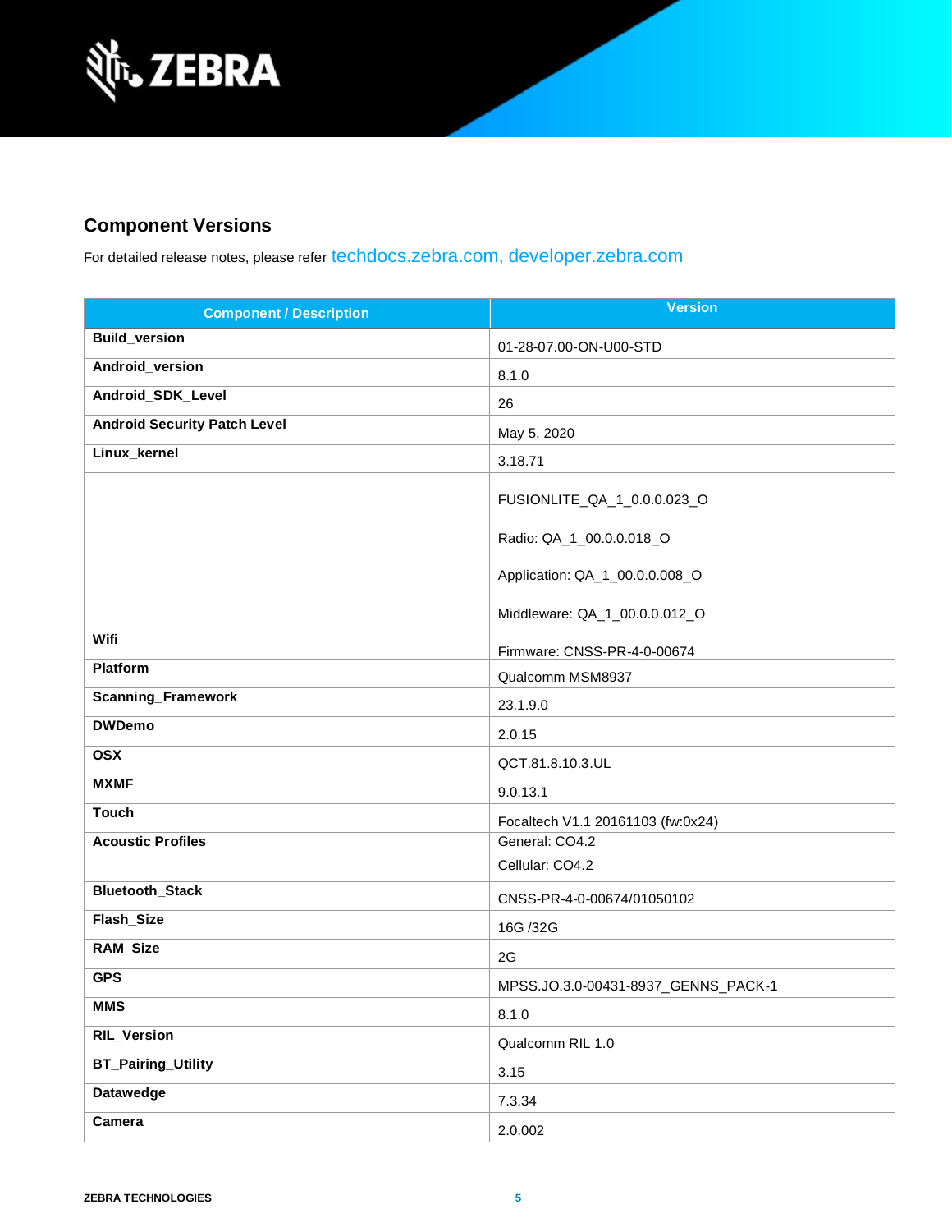## Component Versions

For detailed release notes, please refer techdocs.zebra.com, developer.zebra.com

| Component / Description | Version |
|---|---|
| **Build_version** | 01-28-07.00-ON-U00-STD |
| **Android_version** | 8.1.0 |
| **Android_SDK_Level** | 26 |
| **Android Security Patch Level** | May 5, 2020 |
| **Linux_kernel** | 3.18.71 |
| **Wifi** | FUSIONLITE_QA_1_0.0.0.023_O<br><br>Radio: QA_1_00.0.0.018_O<br><br>Application: QA_1_00.0.0.008_O<br><br>Middleware: QA_1_00.0.0.012_O<br><br>Firmware: CNSS-PR-4-0-00674 |
| **Platform** | Qualcomm MSM8937 |
| **Scanning_Framework** | 23.1.9.0 |
| **DWDemo** | 2.0.15 |
| **OSX** | QCT.81.8.10.3.UL |
| **MXMF** | 9.0.13.1 |
| **Touch** | Focaltech V1.1 20161103 (fw:0x24) |
| **Acoustic Profiles** | General: CO4.2<br><br>Cellular: CO4.2 |
| **Bluetooth_Stack** | CNSS-PR-4-0-00674/01050102 |
| **Flash_Size** | 16G /32G |
| **RAM_Size** | 2G |
| **GPS** | MPSS.JO.3.0-00431-8937_GENNS_PACK-1 |
| **MMS** | 8.1.0 |
| **RIL_Version** | Qualcomm RIL 1.0 |
| **BT_Pairing_Utility** | 3.15 |
| **Datawedge** | 7.3.34 |
| **Camera** | 2.0.002 |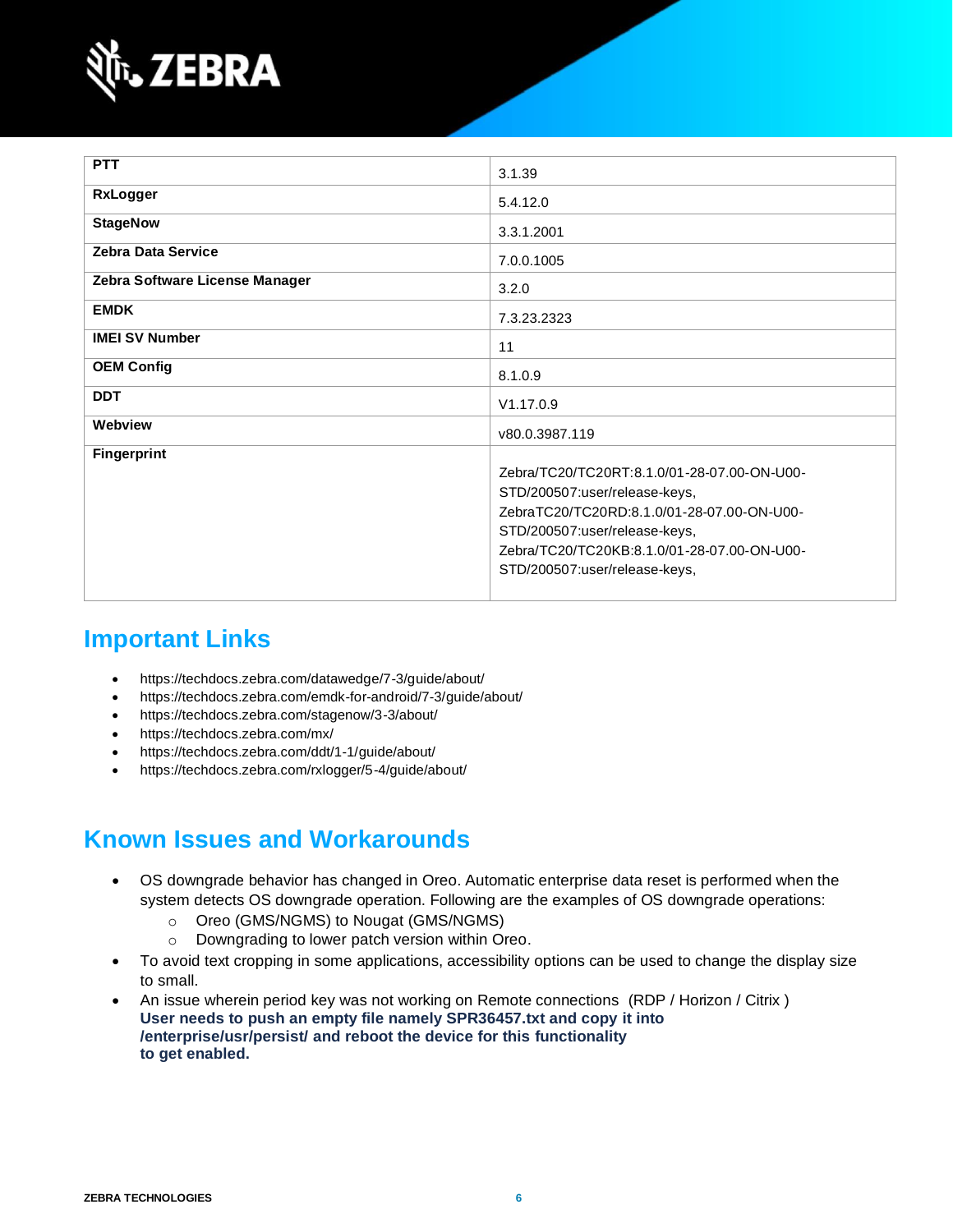| | |
|---|---|
| **PTT** | 3.1.39 |
| **RxLogger** | 5.4.12.0 |
| **StageNow** | 3.3.1.2001 |
| **Zebra Data Service** | 7.0.0.1005 |
| **Zebra Software License Manager** | 3.2.0 |
| **EMDK** | 7.3.23.2323 |
| **IMEI SV Number** | 11 |
| **OEM Config** | 8.1.0.9 |
| **DDT** | V1.17.0.9 |
| **Webview** | v80.0.3987.119 |
| **Fingerprint** | Zebra/TC20/TC20RT:8.1.0/01-28-07.00-ON-U00-STD/200507:user/release-keys, ZebraTC20/TC20RD:8.1.0/01-28-07.00-ON-U00-STD/200507:user/release-keys, Zebra/TC20/TC20KB:8.1.0/01-28-07.00-ON-U00-STD/200507:user/release-keys, |

## Important Links

- https://techdocs.zebra.com/datawedge/7-3/guide/about/
- https://techdocs.zebra.com/emdk-for-android/7-3/guide/about/
- https://techdocs.zebra.com/stagenow/3-3/about/
- https://techdocs.zebra.com/mx/
- https://techdocs.zebra.com/ddt/1-1/guide/about/
- https://techdocs.zebra.com/rxlogger/5-4/guide/about/

## Known Issues and Workarounds

- OS downgrade behavior has changed in Oreo. Automatic enterprise data reset is performed when the system detects OS downgrade operation. Following are the examples of OS downgrade operations:
  - Oreo (GMS/NGMS) to Nougat (GMS/NGMS)
  - Downgrading to lower patch version within Oreo.
- To avoid text cropping in some applications, accessibility options can be used to change the display size to small.
- An issue wherein period key was not working on Remote connections (RDP / Horizon / Citrix ) **User needs to push an empty file namely SPR36457.txt and copy it into /enterprise/usr/persist/ and reboot the device for this functionality to get enabled.**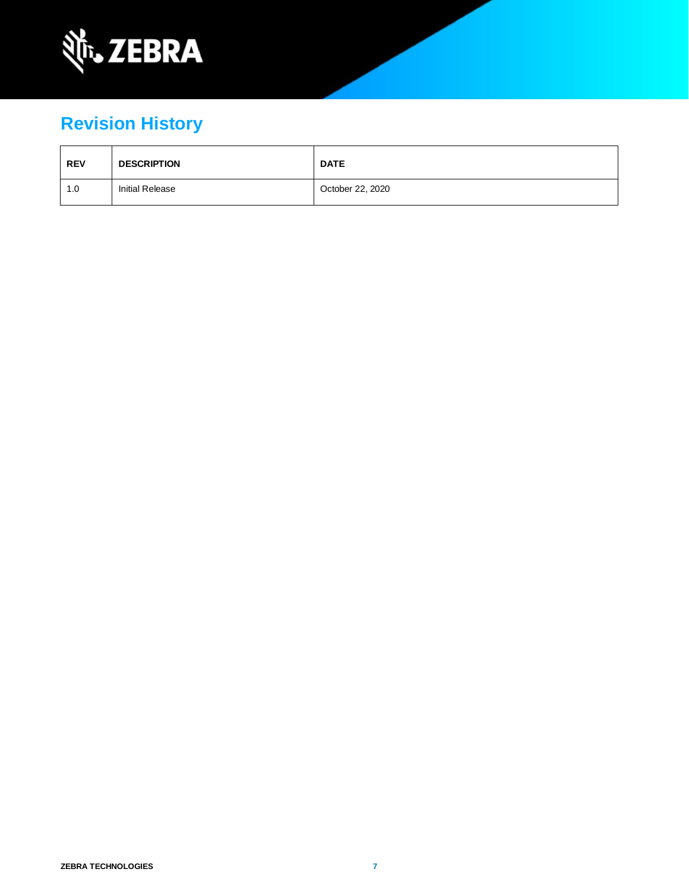## Revision History

| REV | DESCRIPTION | DATE |
| --- | --- | --- |
| 1.0 | Initial Release | October 22, 2020 |